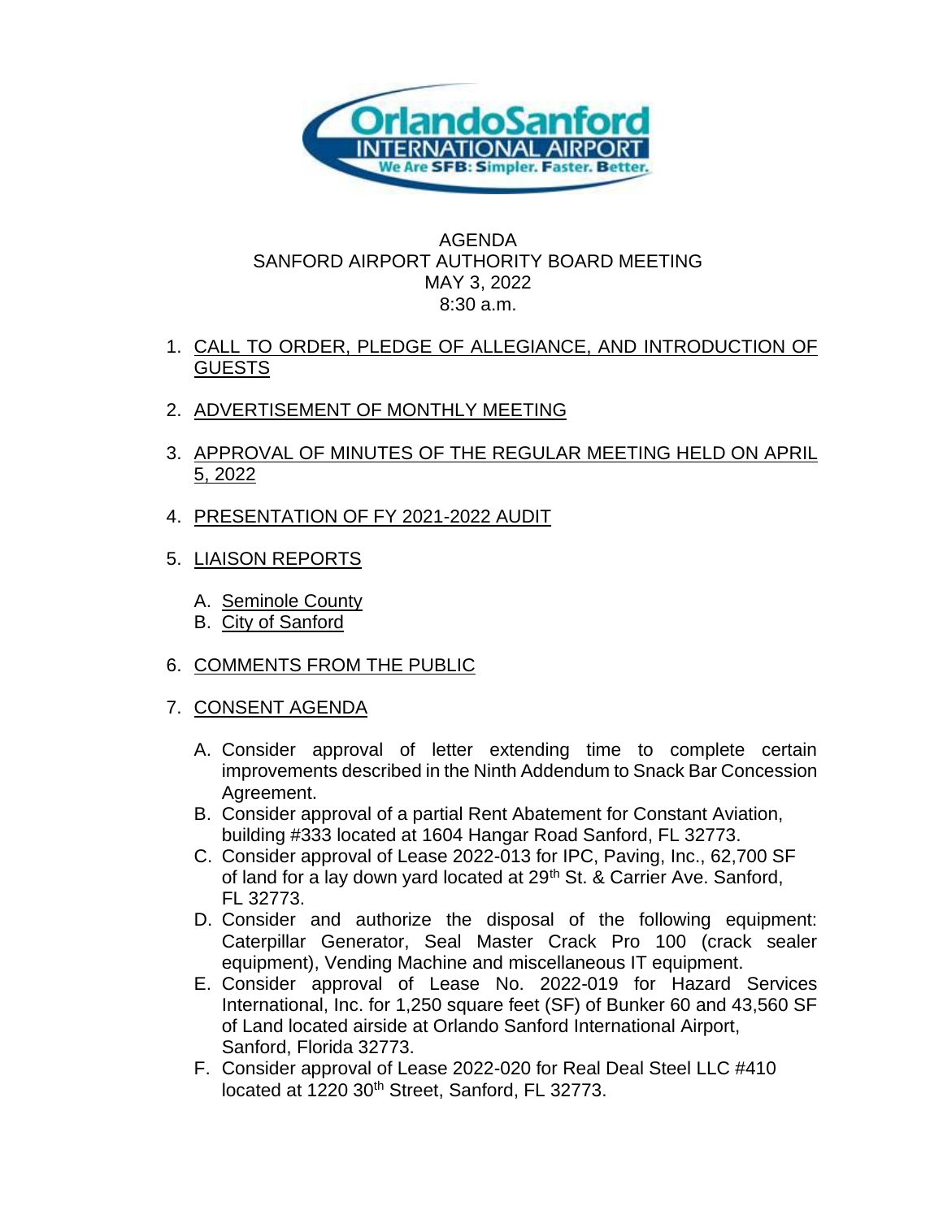# AGENDA
## SANFORD AIRPORT AUTHORITY BOARD MEETING
MAY 3, 2022

8:30 a.m.

1. CALL TO ORDER, PLEDGE OF ALLEGIANCE, AND INTRODUCTION OF GUESTS

2. ADVERTISEMENT OF MONTHLY MEETING

3. APPROVAL OF MINUTES OF THE REGULAR MEETING HELD ON APRIL 5, 2022

4. PRESENTATION OF FY 2021-2022 AUDIT

5. LIAISON REPORTS

   A. Seminole County
   B. City of Sanford

6. COMMENTS FROM THE PUBLIC

7. CONSENT AGENDA

   A. Consider approval of letter extending time to complete certain improvements described in the Ninth Addendum to Snack Bar Concession Agreement.
   B. Consider approval of a partial Rent Abatement for Constant Aviation, building #333 located at 1604 Hangar Road Sanford, FL 32773.
   C. Consider approval of Lease 2022-013 for IPC, Paving, Inc., 62,700 SF of land for a lay down yard located at 29th St. & Carrier Ave. Sanford, FL 32773.
   D. Consider and authorize the disposal of the following equipment: Caterpillar Generator, Seal Master Crack Pro 100 (crack sealer equipment), Vending Machine and miscellaneous IT equipment.
   E. Consider approval of Lease No. 2022-019 for Hazard Services International, Inc. for 1,250 square feet (SF) of Bunker 60 and 43,560 SF of Land located airside at Orlando Sanford International Airport, Sanford, Florida 32773.
   F. Consider approval of Lease 2022-020 for Real Deal Steel LLC #410 located at 1220 30th Street, Sanford, FL 32773.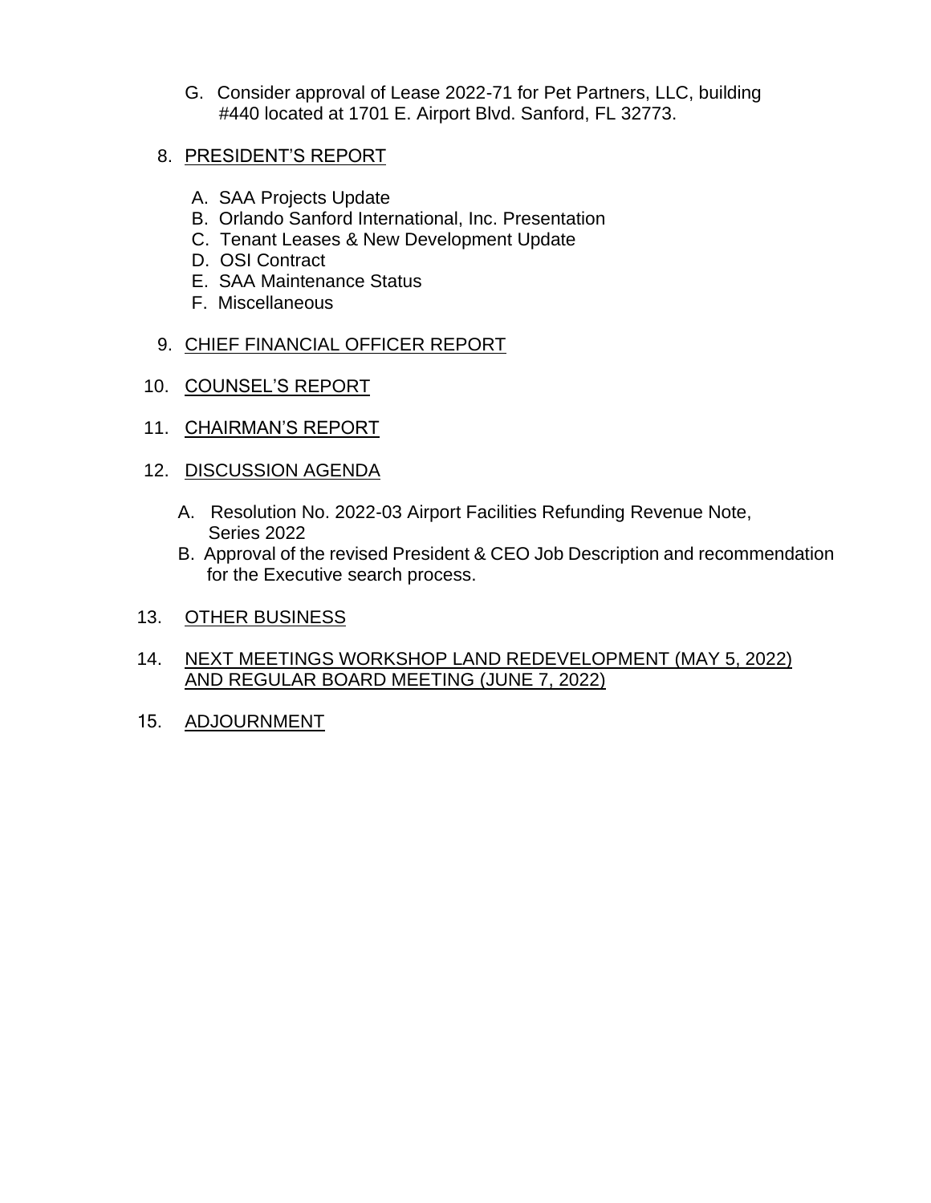G. Consider approval of Lease 2022-71 for Pet Partners, LLC, building #440 located at 1701 E. Airport Blvd. Sanford, FL 32773.

8. PRESIDENT'S REPORT

   A. SAA Projects Update
   B. Orlando Sanford International, Inc. Presentation
   C. Tenant Leases & New Development Update
   D. OSI Contract
   E. SAA Maintenance Status
   F. Miscellaneous

9. CHIEF FINANCIAL OFFICER REPORT

10. COUNSEL'S REPORT

11. CHAIRMAN'S REPORT

12. DISCUSSION AGENDA

    A. Resolution No. 2022-03 Airport Facilities Refunding Revenue Note, Series 2022
    B. Approval of the revised President & CEO Job Description and recommendation for the Executive search process.

13. OTHER BUSINESS

14. NEXT MEETINGS WORKSHOP LAND REDEVELOPMENT (MAY 5, 2022) AND REGULAR BOARD MEETING (JUNE 7, 2022)

15. ADJOURNMENT